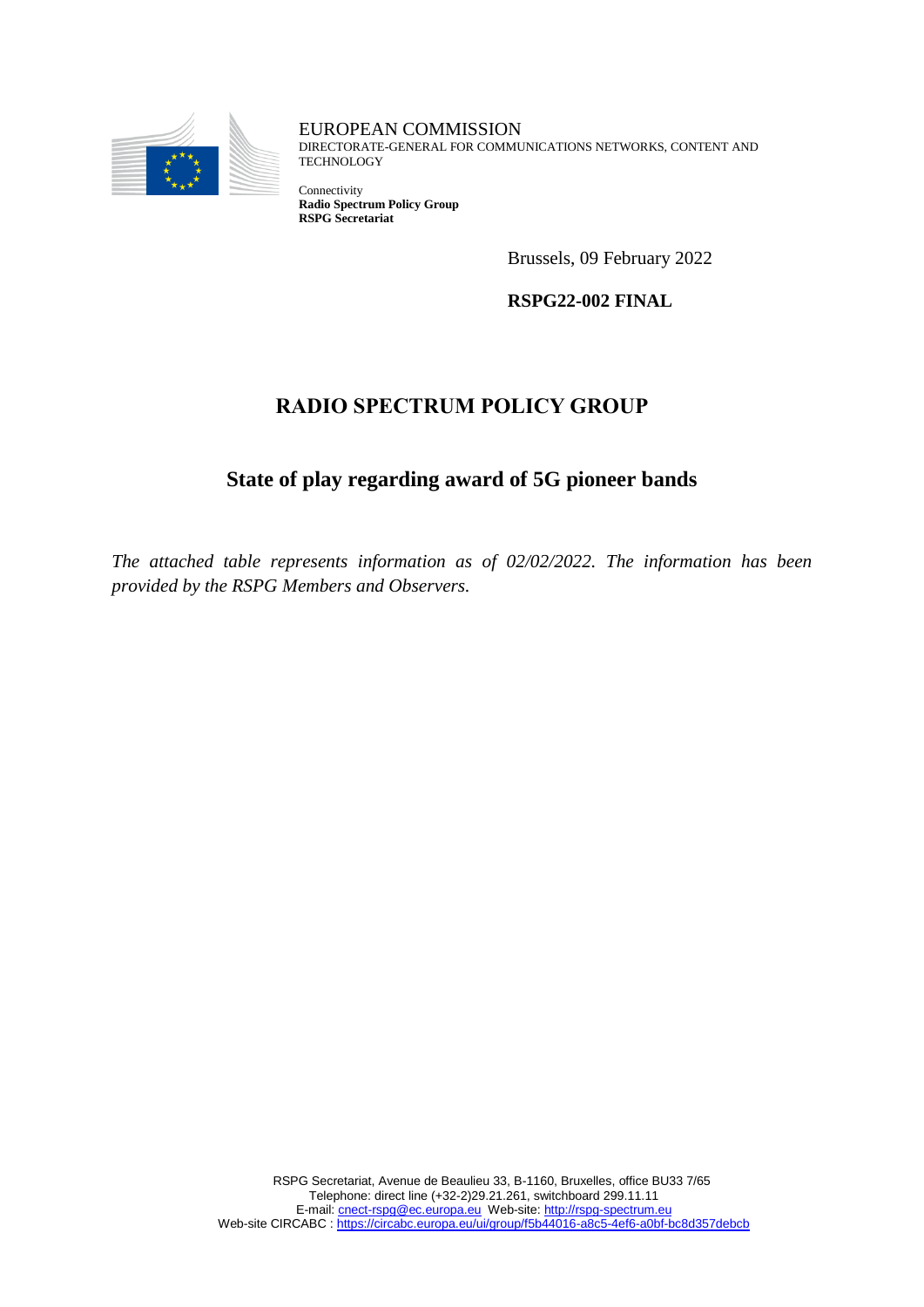EUROPEAN COMMISSION
DIRECTORATE-GENERAL FOR COMMUNICATIONS NETWORKS, CONTENT AND TECHNOLOGY

Connectivity
**Radio Spectrum Policy Group**
**RSPG Secretariat**

Brussels, 09 February 2022

**RSPG22-002 FINAL**

# RADIO SPECTRUM POLICY GROUP

## State of play regarding award of 5G pioneer bands

*The attached table represents information as of 02/02/2022. The information has been provided by the RSPG Members and Observers.*

RSPG Secretariat, Avenue de Beaulieu 33, B-1160, Bruxelles, office BU33 7/65
Telephone: direct line (+32-2)29.21.261, switchboard 299.11.11
E-mail: cnect-rspg@ec.europa.eu Web-site: http://rspg-spectrum.eu
Web-site CIRCABC : https://circabc.europa.eu/ui/group/f5b44016-a8c5-4ef6-a0bf-bc8d357debcb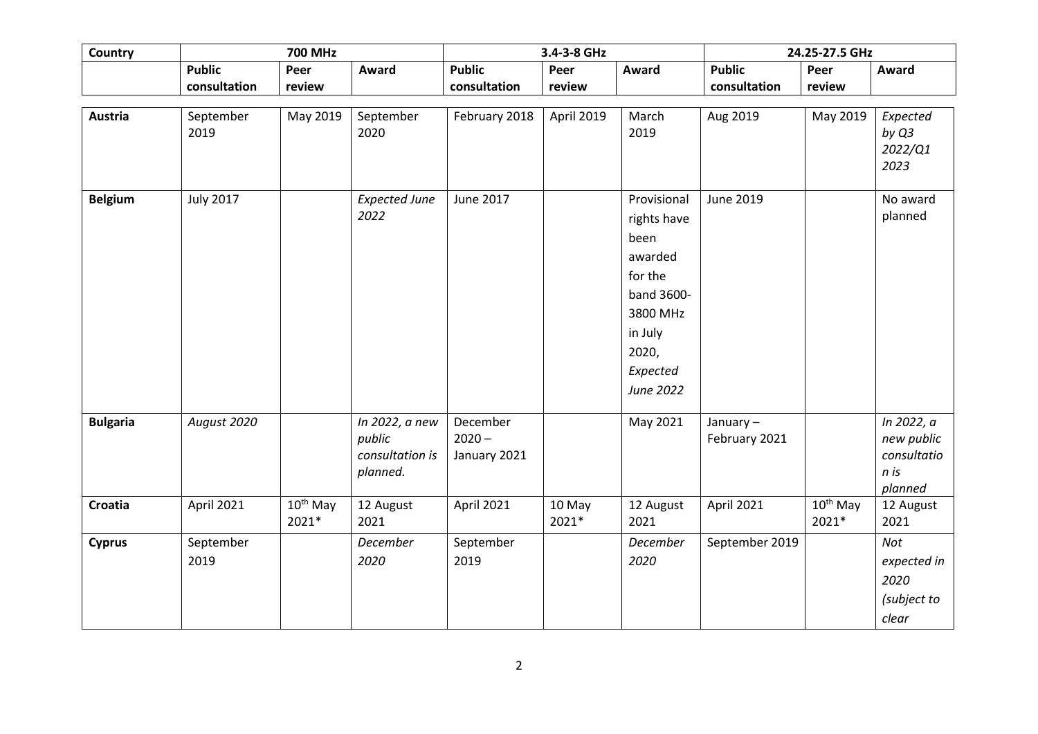| Country | 700 MHz | | | 3.4-3-8 GHz | | | 24.25-27.5 GHz | | |
|---|---|---|---|---|---|---|---|---|---|
| | Public consultation | Peer review | Award | Public consultation | Peer review | Award | Public consultation | Peer review | Award |
| **Austria** | September 2019 | May 2019 | September 2020 | February 2018 | April 2019 | March 2019 | Aug 2019 | May 2019 | *Expected by Q3 2022/Q1 2023* |
| **Belgium** | July 2017 | | *Expected June 2022* | June 2017 | | Provisional rights have been awarded for the band 3600-3800 MHz in July 2020, *Expected June 2022* | June 2019 | | No award planned |
| **Bulgaria** | *August 2020* | | *In 2022, a new public consultation is planned.* | December 2020 – January 2021 | | May 2021 | January – February 2021 | | *In 2022, a new public consultation is planned* |
| **Croatia** | April 2021 | 10th May 2021* | 12 August 2021 | April 2021 | 10 May 2021* | 12 August 2021 | April 2021 | 10th May 2021* | 12 August 2021 |
| **Cyprus** | September 2019 | | *December 2020* | September 2019 | | *December 2020* | September 2019 | | *Not expected in 2020 (subject to clear* |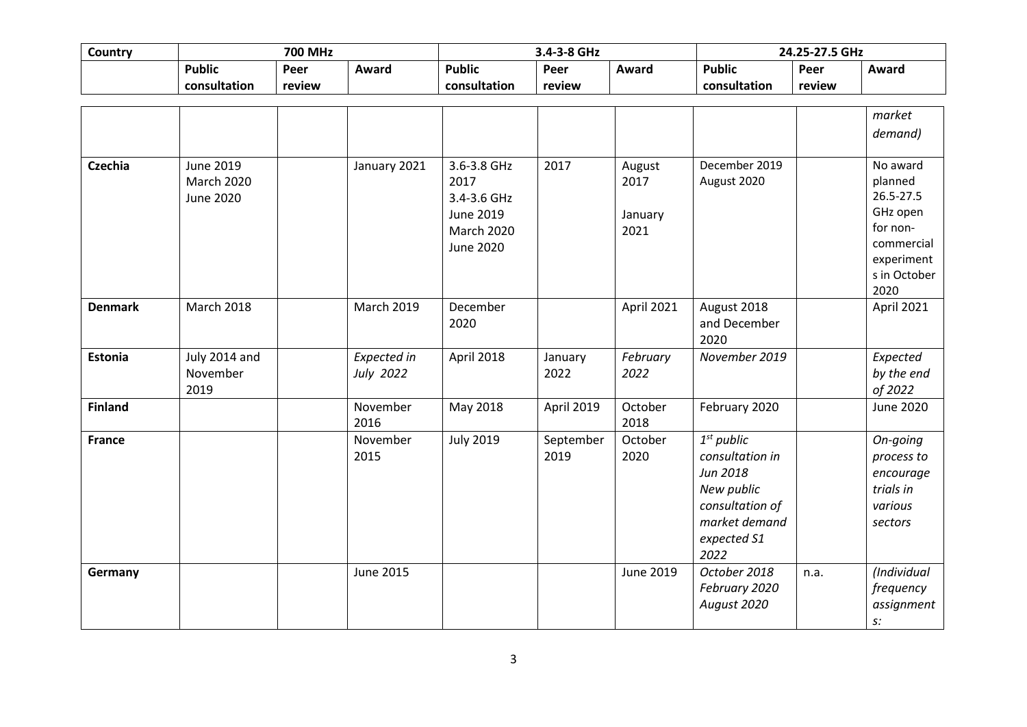| Country | 700 MHz | | | 3.4-3-8 GHz | | | 24.25-27.5 GHz | | |
|---|---|---|---|---|---|---|---|---|---|
| | **Public consultation** | **Peer review** | **Award** | **Public consultation** | **Peer review** | **Award** | **Public consultation** | **Peer review** | **Award** |
| | | | | | | | | | *market demand)* |
| **Czechia** | June 2019 March 2020 June 2020 | | January 2021 | 3.6-3.8 GHz 2017 3.4-3.6 GHz June 2019 March 2020 June 2020 | 2017 | August 2017 January 2021 | December 2019 August 2020 | | No award planned 26.5-27.5 GHz open for non-commercial experiments in October 2020 |
| **Denmark** | March 2018 | | March 2019 | December 2020 | | April 2021 | August 2018 and December 2020 | | April 2021 |
| **Estonia** | July 2014 and November 2019 | | *Expected in July 2022* | April 2018 | January 2022 | *February 2022* | *November 2019* | | *Expected by the end of 2022* |
| **Finland** | | | November 2016 | May 2018 | April 2019 | October 2018 | February 2020 | | June 2020 |
| **France** | | | November 2015 | July 2019 | September 2019 | October 2020 | *1st public consultation in Jun 2018 New public consultation of market demand expected S1 2022* | | *On-going process to encourage trials in various sectors* |
| **Germany** | | | June 2015 | | | June 2019 | *October 2018 February 2020 August 2020* | n.a. | *(Individual frequency assignments:* |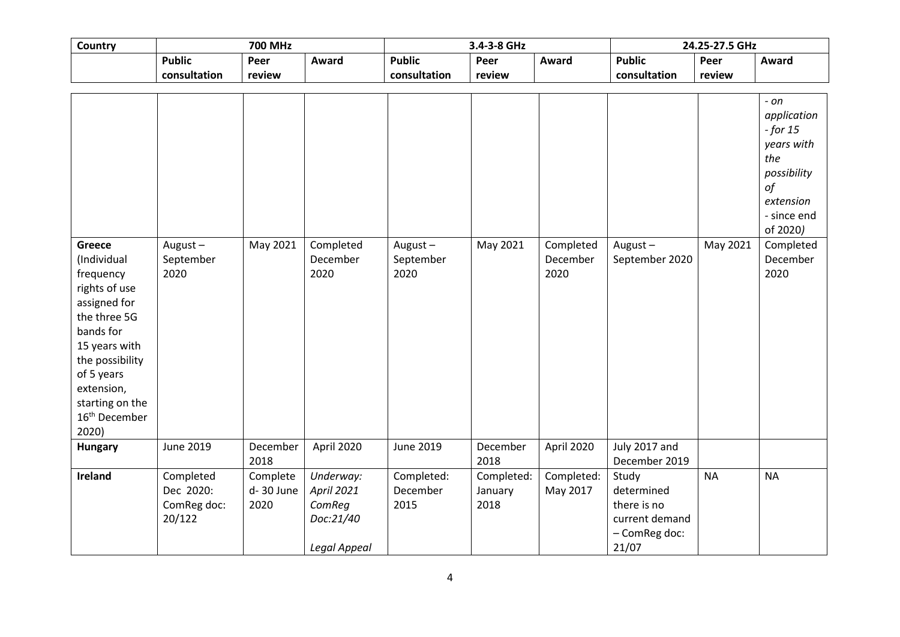| Country | 700 MHz | | | 3.4-3-8 GHz | | | 24.25-27.5 GHz | | |
|---|---|---|---|---|---|---|---|---|---|
| | Public consultation | Peer review | Award | Public consultation | Peer review | Award | Public consultation | Peer review | Award |
| | | | | | | | | | *- on application - for 15 years with the possibility of extension* - since end of 2020*)* |
| **Greece** (Individual frequency rights of use assigned for the three 5G bands for 15 years with the possibility of 5 years extension, starting on the 16th December 2020) | August – September 2020 | May 2021 | Completed December 2020 | August – September 2020 | May 2021 | Completed December 2020 | August – September 2020 | May 2021 | Completed December 2020 |
| **Hungary** | June 2019 | December 2018 | April 2020 | June 2019 | December 2018 | April 2020 | July 2017 and December 2019 | | |
| **Ireland** | Completed Dec 2020: ComReg doc: 20/122 | Complete d- 30 June 2020 | *Underway: April 2021 ComReg Doc:21/40* *Legal Appeal* | Completed: December 2015 | Completed: January 2018 | Completed: May 2017 | Study determined there is no current demand – ComReg doc: 21/07 | NA | NA |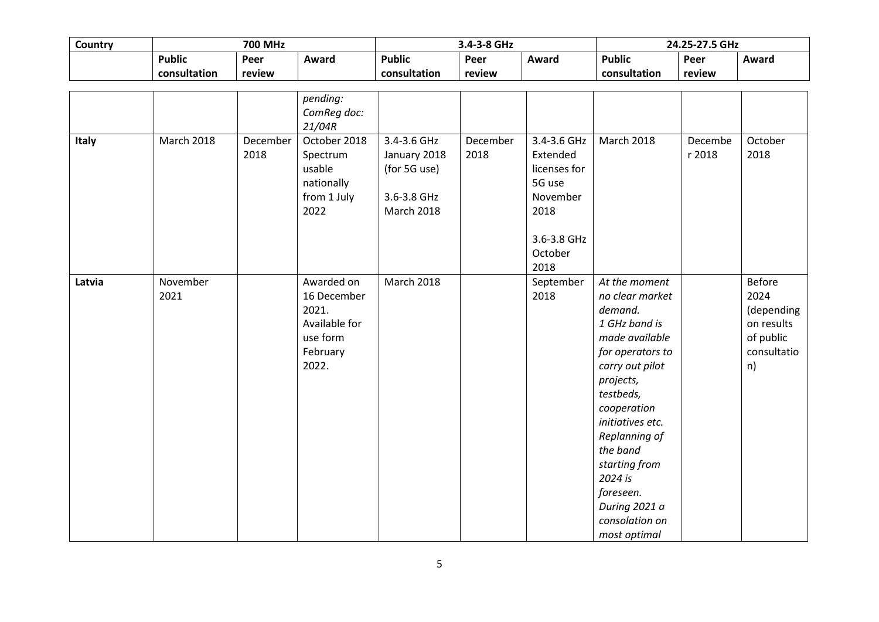| Country | 700 MHz | | | 3.4-3-8 GHz | | | 24.25-27.5 GHz | | |
|---|---|---|---|---|---|---|---|---|---|
| | Public consultation | Peer review | Award | Public consultation | Peer review | Award | Public consultation | Peer review | Award |
| | | | *pending: ComReg doc: 21/04R* | | | | | | |
| **Italy** | March 2018 | December 2018 | October 2018 Spectrum usable nationally from 1 July 2022 | 3.4-3.6 GHz January 2018 (for 5G use) 3.6-3.8 GHz March 2018 | December 2018 | 3.4-3.6 GHz Extended licenses for 5G use November 2018 3.6-3.8 GHz October 2018 | March 2018 | December 2018 | October 2018 |
| **Latvia** | November 2021 | | Awarded on 16 December 2021. Available for use form February 2022. | March 2018 | | September 2018 | *At the moment no clear market demand. 1 GHz band is made available for operators to carry out pilot projects, testbeds, cooperation initiatives etc. Replanning of the band starting from 2024 is foreseen. During 2021 a consolation on most optimal* | | Before 2024 (depending on results of public consultation) |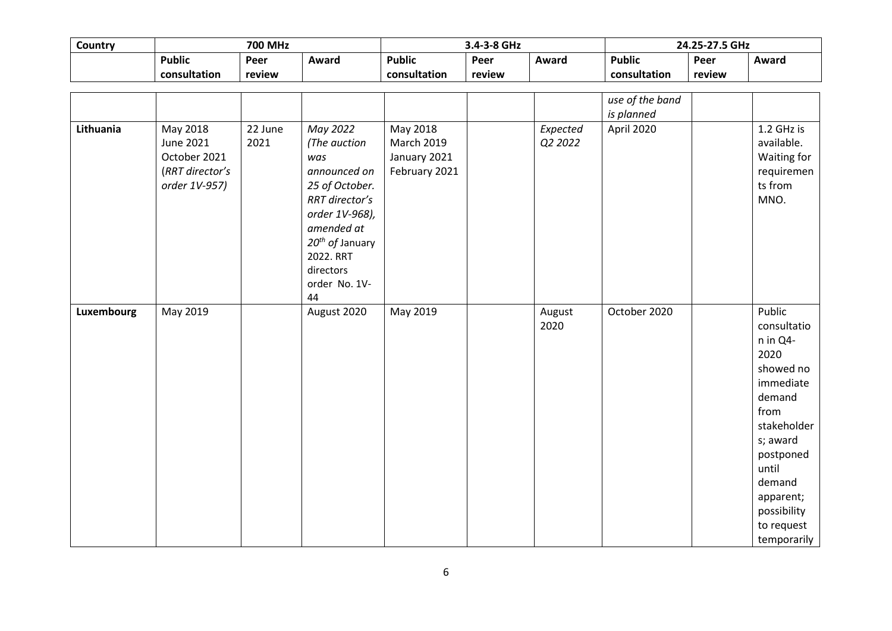| Country | 700 MHz | | | 3.4-3-8 GHz | | | 24.25-27.5 GHz | | |
|---|---|---|---|---|---|---|---|---|---|
| | Public consultation | Peer review | Award | Public consultation | Peer review | Award | Public consultation | Peer review | Award |
| | | | | | | | *use of the band is planned* | | |
| **Lithuania** | May 2018<br>June 2021<br>October 2021<br>(*RRT director's order 1V-957)* | 22 June 2021 | *May 2022 (The auction was announced on 25 of October. RRT director's order 1V-968), amended at 20th of* January 2022. RRT directors order No. 1V-44 | May 2018<br>March 2019<br>January 2021<br>February 2021 | | *Expected Q2 2022* | April 2020 | | 1.2 GHz is available. Waiting for requirements from MNO. |
| **Luxembourg** | May 2019 | | August 2020 | May 2019 | | August 2020 | October 2020 | | Public consultation in Q4-2020 showed no immediate demand from stakeholders; award postponed until demand apparent; possibility to request temporarily |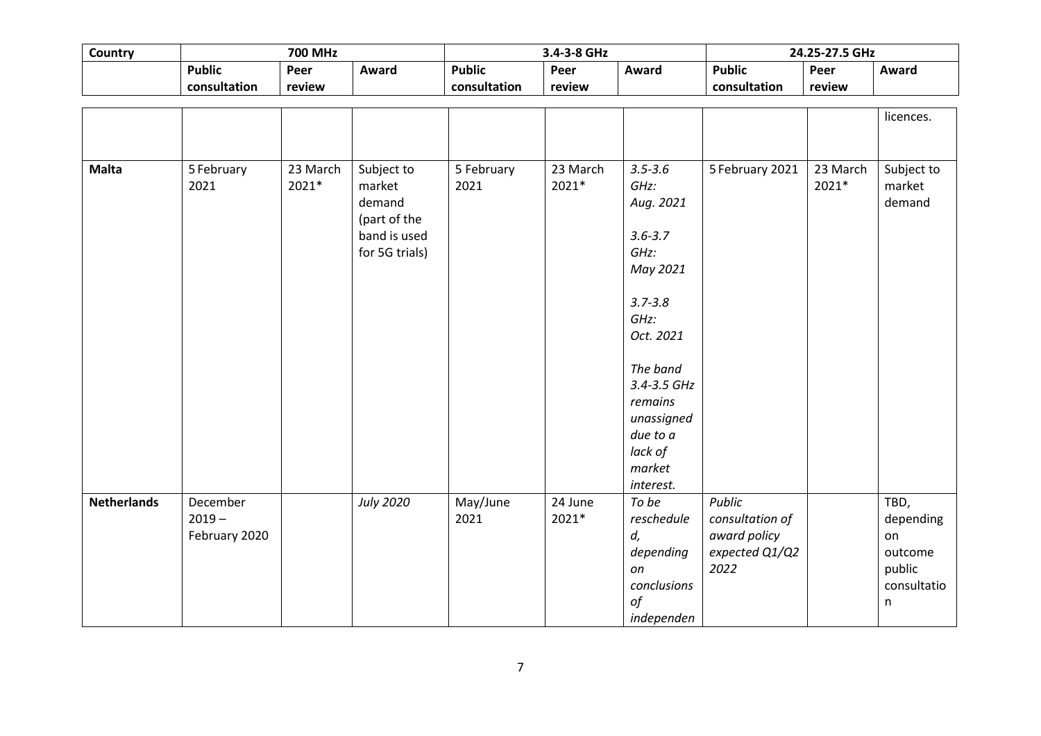| Country | 700 MHz | | | 3.4-3-8 GHz | | | 24.25-27.5 GHz | | |
|---|---|---|---|---|---|---|---|---|---|
| | Public consultation | Peer review | Award | Public consultation | Peer review | Award | Public consultation | Peer review | Award |
| | | | | | | | | | licences. |
| **Malta** | 5 February 2021 | 23 March 2021* | Subject to market demand (part of the band is used for 5G trials) | 5 February 2021 | 23 March 2021* | *3.5-3.6 GHz: Aug. 2021*<br><br>*3.6-3.7 GHz: May 2021*<br><br>*3.7-3.8 GHz: Oct. 2021*<br><br>*The band 3.4-3.5 GHz remains unassigned due to a lack of market interest.* | 5 February 2021 | 23 March 2021* | Subject to market demand |
| **Netherlands** | December 2019 – February 2020 | | *July 2020* | May/June 2021 | 24 June 2021* | *To be rescheduled, depending on conclusions of independen* | *Public consultation of award policy expected Q1/Q2 2022* | | TBD, depending on outcome public consultation |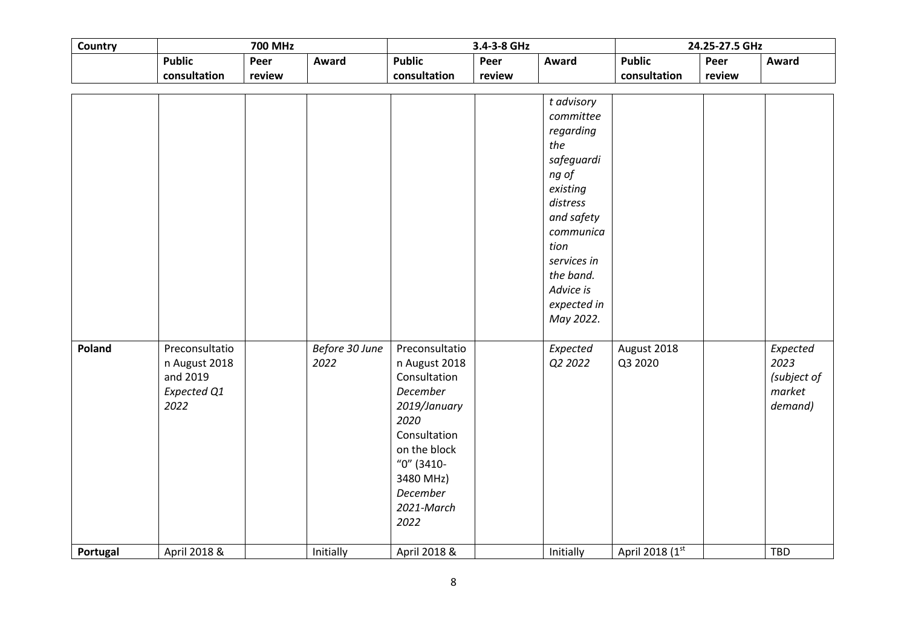| Country | 700 MHz | | | 3.4-3-8 GHz | | | 24.25-27.5 GHz | | |
|---|---|---|---|---|---|---|---|---|---|
| | Public consultation | Peer review | Award | Public consultation | Peer review | Award | Public consultation | Peer review | Award |
| | | | | | | *t advisory committee regarding the safeguarding of existing distress and safety communication services in the band. Advice is expected in May 2022.* | | | |
| **Poland** | Preconsultation August 2018 and 2019 *Expected Q1 2022* | | *Before 30 June 2022* | Preconsultation August 2018 Consultation *December 2019/January 2020* Consultation on the block "0" (3410-3480 MHz) *December 2021-March 2022* | | *Expected Q2 2022* | August 2018 Q3 2020 | | *Expected 2023 (subject of market demand)* |
| **Portugal** | April 2018 & | | Initially | April 2018 & | | Initially | April 2018 (1st | | TBD |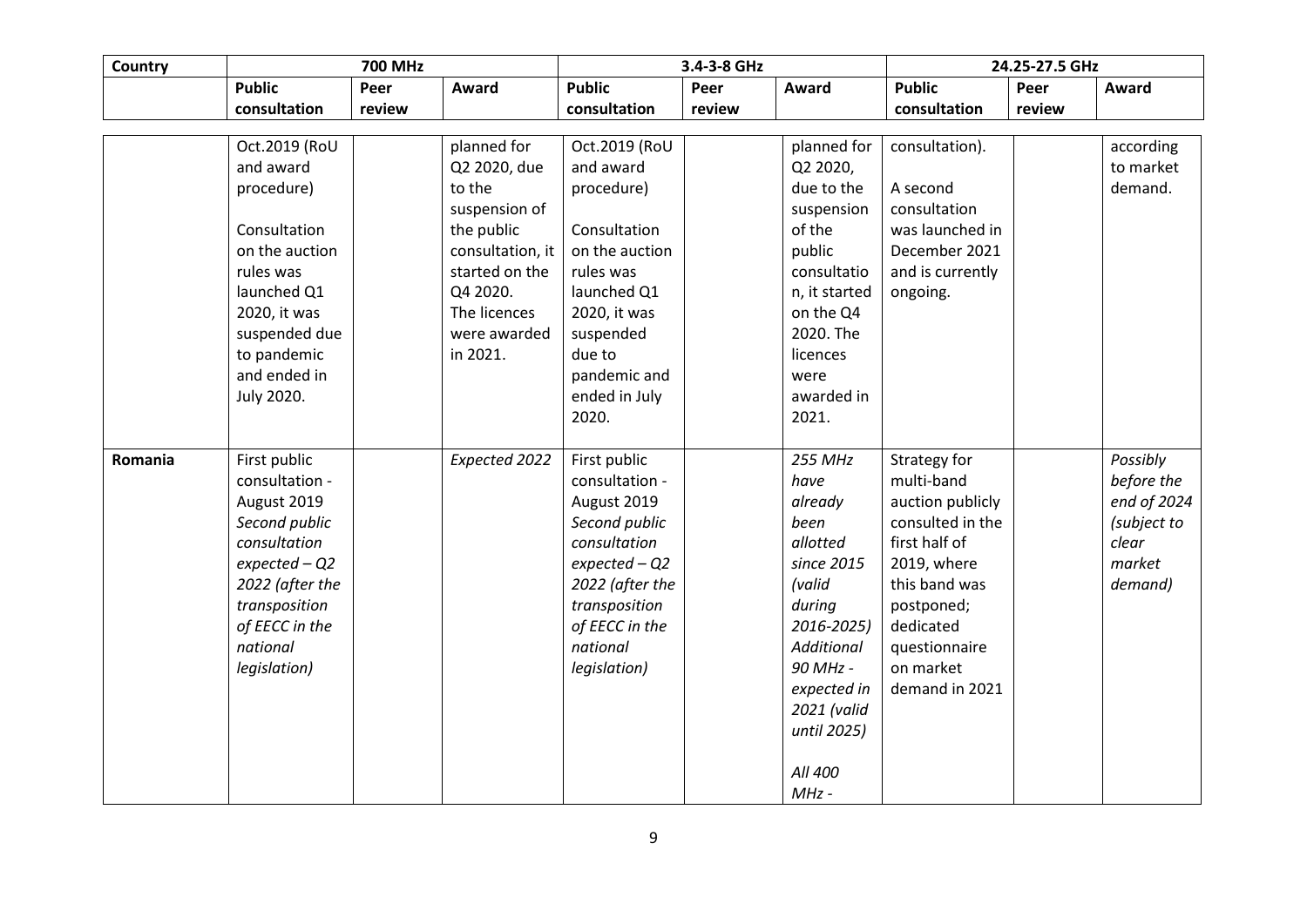| Country | 700 MHz | | | 3.4-3-8 GHz | | | 24.25-27.5 GHz | | |
|---|---|---|---|---|---|---|---|---|---|
| | Public consultation | Peer review | Award | Public consultation | Peer review | Award | Public consultation | Peer review | Award |
| | Oct.2019 (RoU and award procedure) Consultation on the auction rules was launched Q1 2020, it was suspended due to pandemic and ended in July 2020. | | planned for Q2 2020, due to the suspension of the public consultation, it started on the Q4 2020. The licences were awarded in 2021. | Oct.2019 (RoU and award procedure) Consultation on the auction rules was launched Q1 2020, it was suspended due to pandemic and ended in July 2020. | | planned for Q2 2020, due to the suspension of the public consultation, it started on the Q4 2020. The licences were awarded in 2021. | consultation). A second consultation was launched in December 2021 and is currently ongoing. | | according to market demand. |
| **Romania** | First public consultation - August 2019 *Second public consultation expected – Q2 2022 (after the transposition of EECC in the national legislation)* | | *Expected 2022* | First public consultation - August 2019 *Second public consultation expected – Q2 2022 (after the transposition of EECC in the national legislation)* | | *255 MHz have already been allotted since 2015 (valid during 2016-2025) Additional 90 MHz - expected in 2021 (valid until 2025)* *All 400 MHz -* | Strategy for multi-band auction publicly consulted in the first half of 2019, where this band was postponed; dedicated questionnaire on market demand in 2021 | | *Possibly before the end of 2024 (subject to clear market demand)* |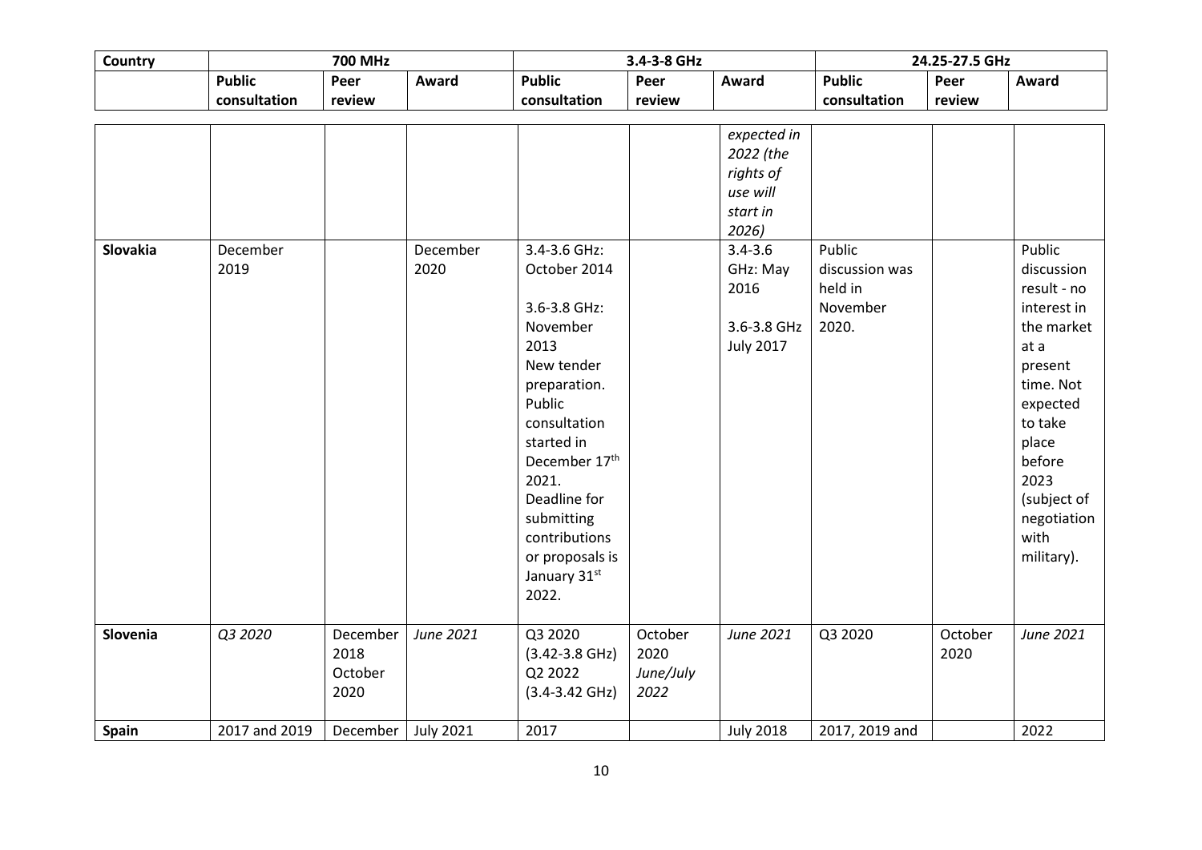| Country | 700 MHz | | | 3.4-3-8 GHz | | | 24.25-27.5 GHz | | |
|---|---|---|---|---|---|---|---|---|---|
| | Public consultation | Peer review | Award | Public consultation | Peer review | Award | Public consultation | Peer review | Award |
| | | | | | | *expected in 2022 (the rights of use will start in 2026)* | | | |
| **Slovakia** | December 2019 | | December 2020 | 3.4-3.6 GHz: October 2014<br><br>3.6-3.8 GHz: November 2013<br>New tender preparation. Public consultation started in December 17th 2021. Deadline for submitting contributions or proposals is January 31st 2022. | | 3.4-3.6 GHz: May 2016<br><br>3.6-3.8 GHz July 2017 | Public discussion was held in November 2020. | | Public discussion result - no interest in the market at a present time. Not expected to take place before 2023 (subject of negotiation with military). |
| **Slovenia** | *Q3 2020* | December 2018<br>October 2020 | *June 2021* | Q3 2020 (3.42-3.8 GHz)<br>Q2 2022 (3.4-3.42 GHz) | October 2020<br>*June/July 2022* | *June 2021* | Q3 2020 | October 2020 | *June 2021* |
| **Spain** | 2017 and 2019 | December | July 2021 | 2017 | | July 2018 | 2017, 2019 and | | 2022 |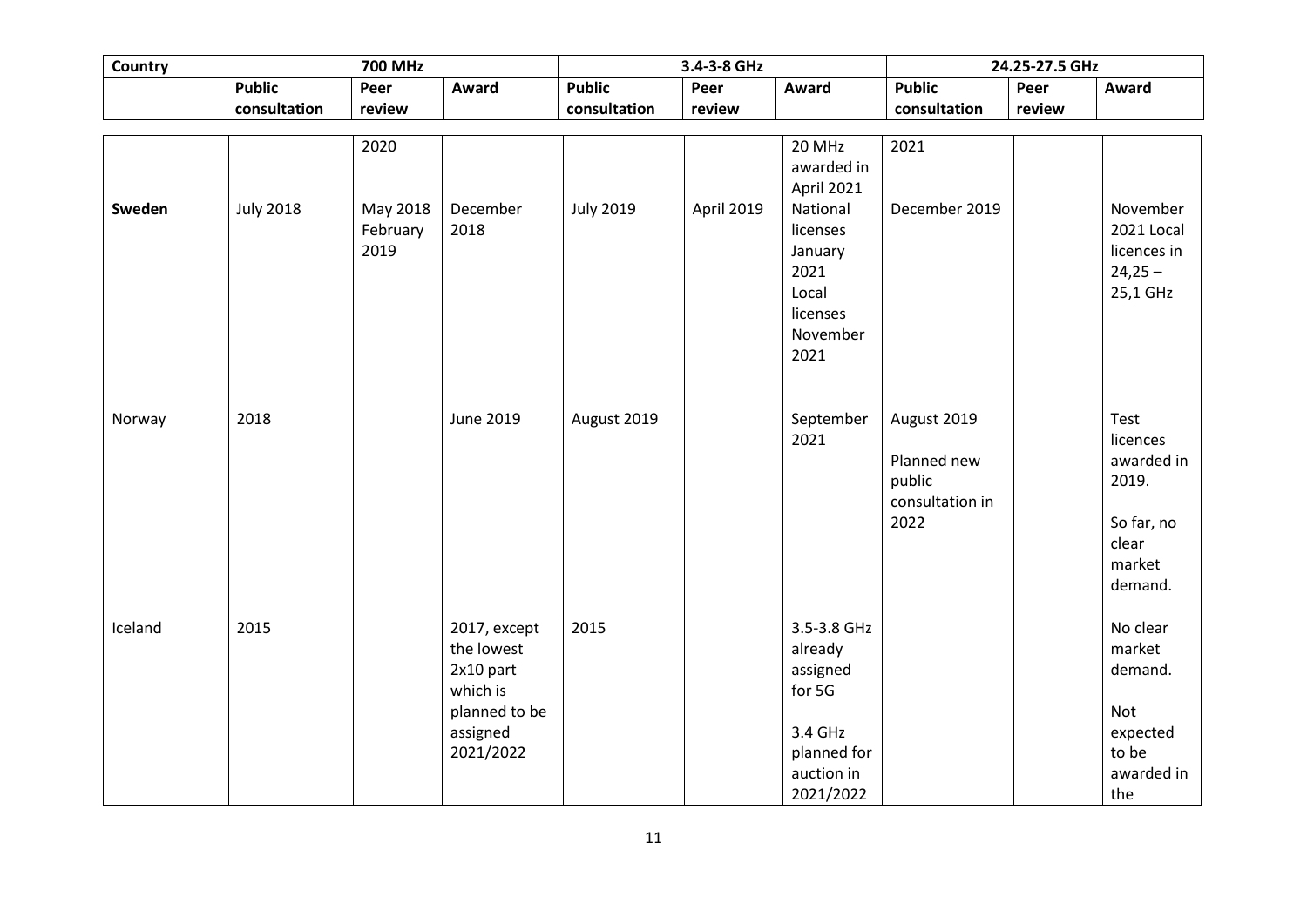| Country | 700 MHz | | | 3.4-3-8 GHz | | | 24.25-27.5 GHz | | |
|---|---|---|---|---|---|---|---|---|---|
| | Public consultation | Peer review | Award | Public consultation | Peer review | Award | Public consultation | Peer review | Award |
| | | 2020 | | | | 20 MHz awarded in April 2021 | 2021 | | |
| **Sweden** | July 2018 | May 2018 February 2019 | December 2018 | July 2019 | April 2019 | National licenses January 2021 Local licenses November 2021 | December 2019 | | November 2021 Local licences in 24,25 – 25,1 GHz |
| Norway | 2018 | | June 2019 | August 2019 | | September 2021 | August 2019<br><br>Planned new public consultation in 2022 | | Test licences awarded in 2019.<br><br>So far, no clear market demand. |
| Iceland | 2015 | | 2017, except the lowest 2x10 part which is planned to be assigned 2021/2022 | 2015 | | 3.5-3.8 GHz already assigned for 5G<br><br>3.4 GHz planned for auction in 2021/2022 | | | No clear market demand.<br><br>Not expected to be awarded in the |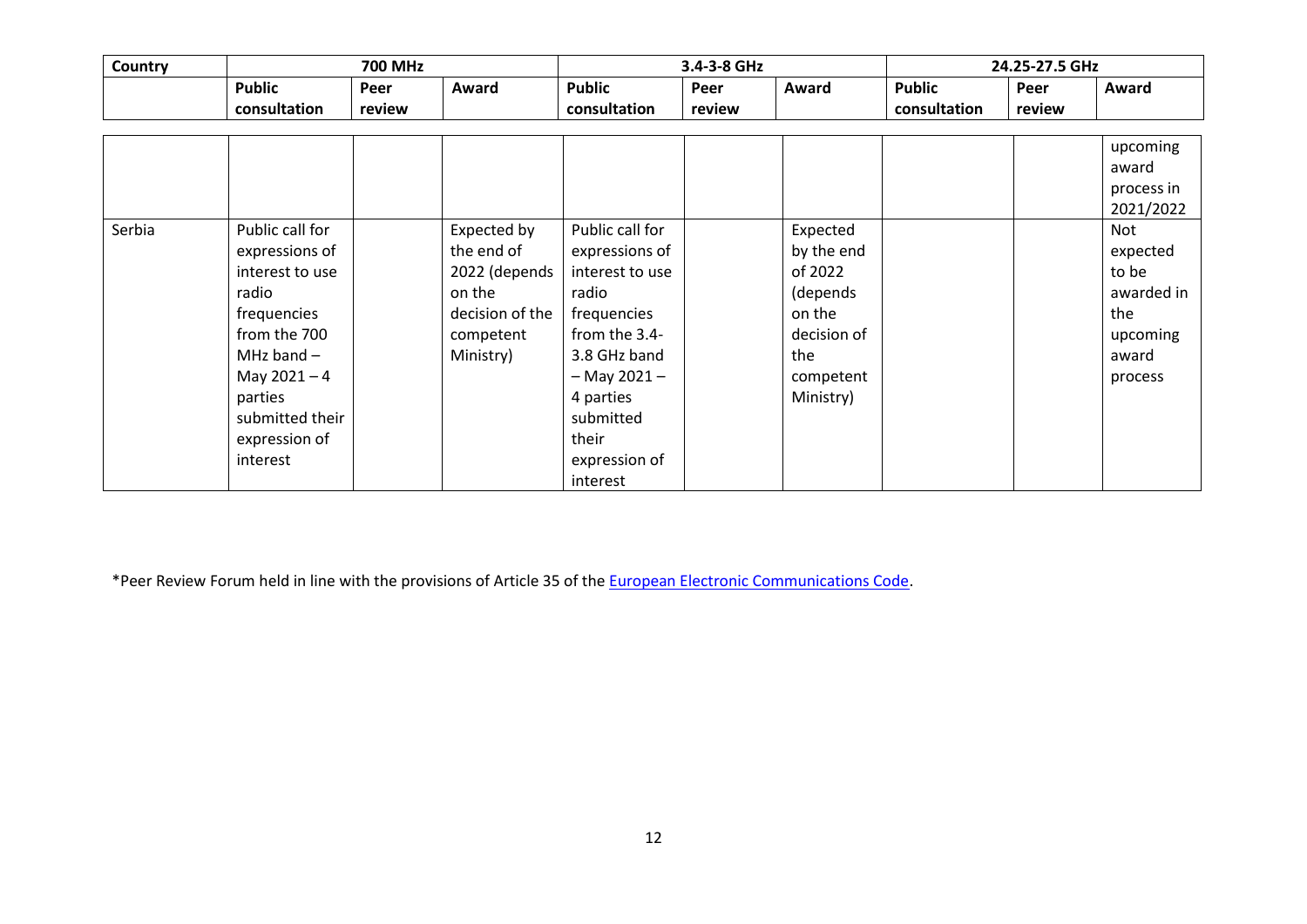| Country | 700 MHz | | | 3.4-3-8 GHz | | | 24.25-27.5 GHz | | |
|---|---|---|---|---|---|---|---|---|---|
| | Public consultation | Peer review | Award | Public consultation | Peer review | Award | Public consultation | Peer review | Award |
| | | | | | | | | | upcoming award process in 2021/2022 |
| Serbia | Public call for expressions of interest to use radio frequencies from the 700 MHz band – May 2021 – 4 parties submitted their expression of interest | | Expected by the end of 2022 (depends on the decision of the competent Ministry) | Public call for expressions of interest to use radio frequencies from the 3.4-3.8 GHz band – May 2021 – 4 parties submitted their expression of interest | | Expected by the end of 2022 (depends on the decision of the competent Ministry) | | | Not expected to be awarded in the upcoming award process |

*Peer Review Forum held in line with the provisions of Article 35 of the European Electronic Communications Code.